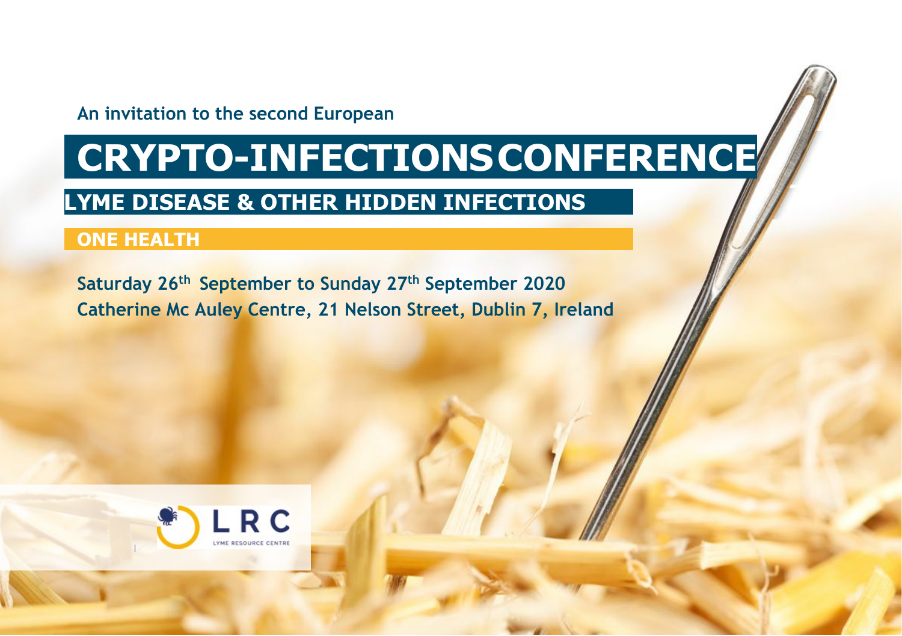An invitation to the second European

# CRYPTO-INFECTIONS CONFERENCE

## LYME DISEASE & OTHER HIDDEN INFECTIONS

### ONE HEALTH

**Saturday 26th September to Sunday 27th September 2020**
**Catherine Mc Auley Centre, 21 Nelson Street, Dublin 7, Ireland**

LRC
LYME RESOURCE CENTRE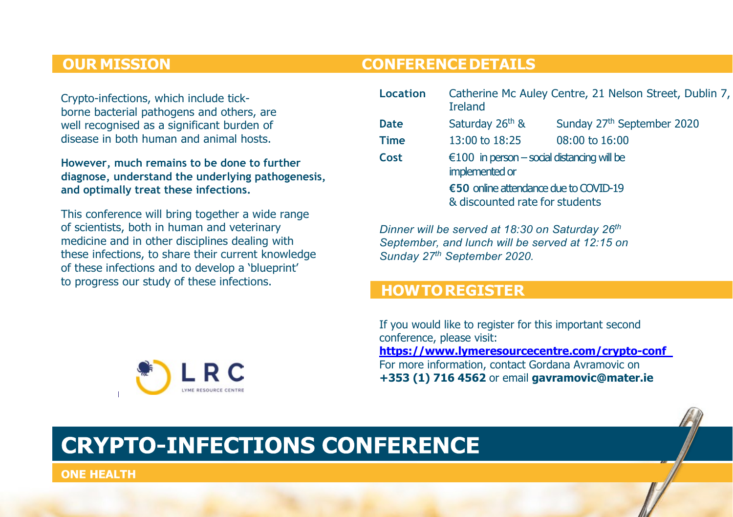## OUR MISSION

Crypto-infections, which include tick-borne bacterial pathogens and others, are well recognised as a significant burden of disease in both human and animal hosts.

**However, much remains to be done to further diagnose, understand the underlying pathogenesis, and optimally treat these infections.**

This conference will bring together a wide range of scientists, both in human and veterinary medicine and in other disciplines dealing with these infections, to share their current knowledge of these infections and to develop a 'blueprint' to progress our study of these infections.

LRC
LYME RESOURCE CENTRE

## CONFERENCE DETAILS

| | | |
|---|---|---|
| **Location** | Catherine Mc Auley Centre, 21 Nelson Street, Dublin 7, Ireland | |
| **Date** | Saturday 26th & | Sunday 27th September 2020 |
| **Time** | 13:00 to 18:25 | 08:00 to 16:00 |
| **Cost** | €100 in person – social distancing will be implemented or | |
| | **€50** online attendance due to COVID-19 & discounted rate for students | |

*Dinner will be served at 18:30 on Saturday 26th September, and lunch will be served at 12:15 on Sunday 27th September 2020.*

## HOW TO REGISTER

If you would like to register for this important second conference, please visit:
**https://www.lymeresourcecentre.com/crypto-conf**
For more information, contact Gordana Avramovic on **+353 (1) 716 4562** or email **gavramovic@mater.ie**

# CRYPTO-INFECTIONS CONFERENCE

**ONE HEALTH**